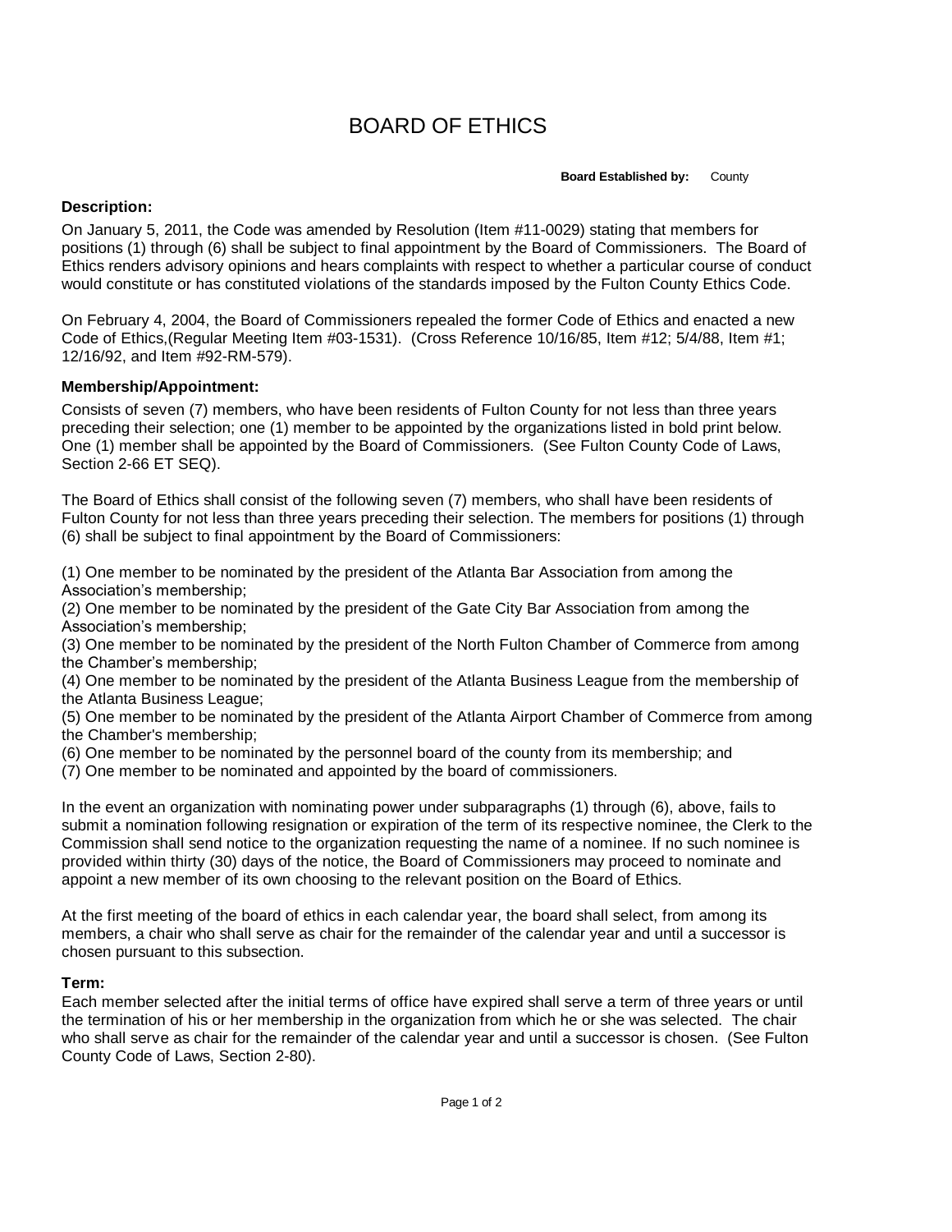# BOARD OF ETHICS

**Board Established by:** County

**Description:**

On January 5, 2011, the Code was amended by Resolution (Item #11-0029) stating that members for positions (1) through (6) shall be subject to final appointment by the Board of Commissioners. The Board of Ethics renders advisory opinions and hears complaints with respect to whether a particular course of conduct would constitute or has constituted violations of the standards imposed by the Fulton County Ethics Code.

On February 4, 2004, the Board of Commissioners repealed the former Code of Ethics and enacted a new Code of Ethics,(Regular Meeting Item #03-1531). (Cross Reference 10/16/85, Item #12; 5/4/88, Item #1; 12/16/92, and Item #92-RM-579).

**Membership/Appointment:**

Consists of seven (7) members, who have been residents of Fulton County for not less than three years preceding their selection; one (1) member to be appointed by the organizations listed in bold print below. One (1) member shall be appointed by the Board of Commissioners. (See Fulton County Code of Laws, Section 2-66 ET SEQ).

The Board of Ethics shall consist of the following seven (7) members, who shall have been residents of Fulton County for not less than three years preceding their selection. The members for positions (1) through (6) shall be subject to final appointment by the Board of Commissioners:

(1) One member to be nominated by the president of the Atlanta Bar Association from among the Association's membership;
(2) One member to be nominated by the president of the Gate City Bar Association from among the Association's membership;
(3) One member to be nominated by the president of the North Fulton Chamber of Commerce from among the Chamber's membership;
(4) One member to be nominated by the president of the Atlanta Business League from the membership of the Atlanta Business League;
(5) One member to be nominated by the president of the Atlanta Airport Chamber of Commerce from among the Chamber's membership;
(6) One member to be nominated by the personnel board of the county from its membership; and
(7) One member to be nominated and appointed by the board of commissioners.

In the event an organization with nominating power under subparagraphs (1) through (6), above, fails to submit a nomination following resignation or expiration of the term of its respective nominee, the Clerk to the Commission shall send notice to the organization requesting the name of a nominee. If no such nominee is provided within thirty (30) days of the notice, the Board of Commissioners may proceed to nominate and appoint a new member of its own choosing to the relevant position on the Board of Ethics.

At the first meeting of the board of ethics in each calendar year, the board shall select, from among its members, a chair who shall serve as chair for the remainder of the calendar year and until a successor is chosen pursuant to this subsection.

**Term:**

Each member selected after the initial terms of office have expired shall serve a term of three years or until the termination of his or her membership in the organization from which he or she was selected. The chair who shall serve as chair for the remainder of the calendar year and until a successor is chosen. (See Fulton County Code of Laws, Section 2-80).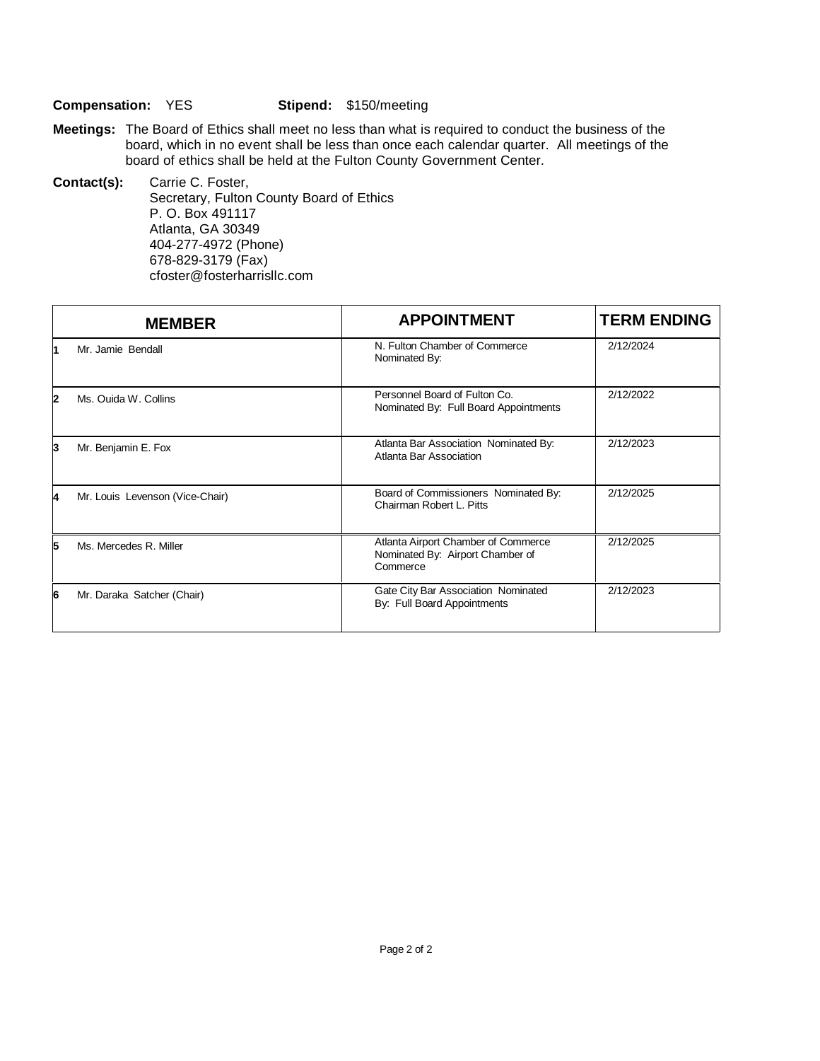**Compensation:** YES **Stipend:** $150/meeting

**Meetings:** The Board of Ethics shall meet no less than what is required to conduct the business of the board, which in no event shall be less than once each calendar quarter. All meetings of the board of ethics shall be held at the Fulton County Government Center.

**Contact(s):** Carrie C. Foster,
Secretary, Fulton County Board of Ethics
P. O. Box 491117
Atlanta, GA 30349
404-277-4972 (Phone)
678-829-3179 (Fax)
cfoster@fosterharrisllc.com

| | MEMBER | APPOINTMENT | TERM ENDING |
|---|---|---|---|
| 1 | Mr. Jamie Bendall | N. Fulton Chamber of Commerce Nominated By: | 2/12/2024 |
| 2 | Ms. Ouida W. Collins | Personnel Board of Fulton Co. Nominated By: Full Board Appointments | 2/12/2022 |
| 3 | Mr. Benjamin E. Fox | Atlanta Bar Association Nominated By: Atlanta Bar Association | 2/12/2023 |
| 4 | Mr. Louis Levenson (Vice-Chair) | Board of Commissioners Nominated By: Chairman Robert L. Pitts | 2/12/2025 |
| 5 | Ms. Mercedes R. Miller | Atlanta Airport Chamber of Commerce Nominated By: Airport Chamber of Commerce | 2/12/2025 |
| 6 | Mr. Daraka Satcher (Chair) | Gate City Bar Association Nominated By: Full Board Appointments | 2/12/2023 |